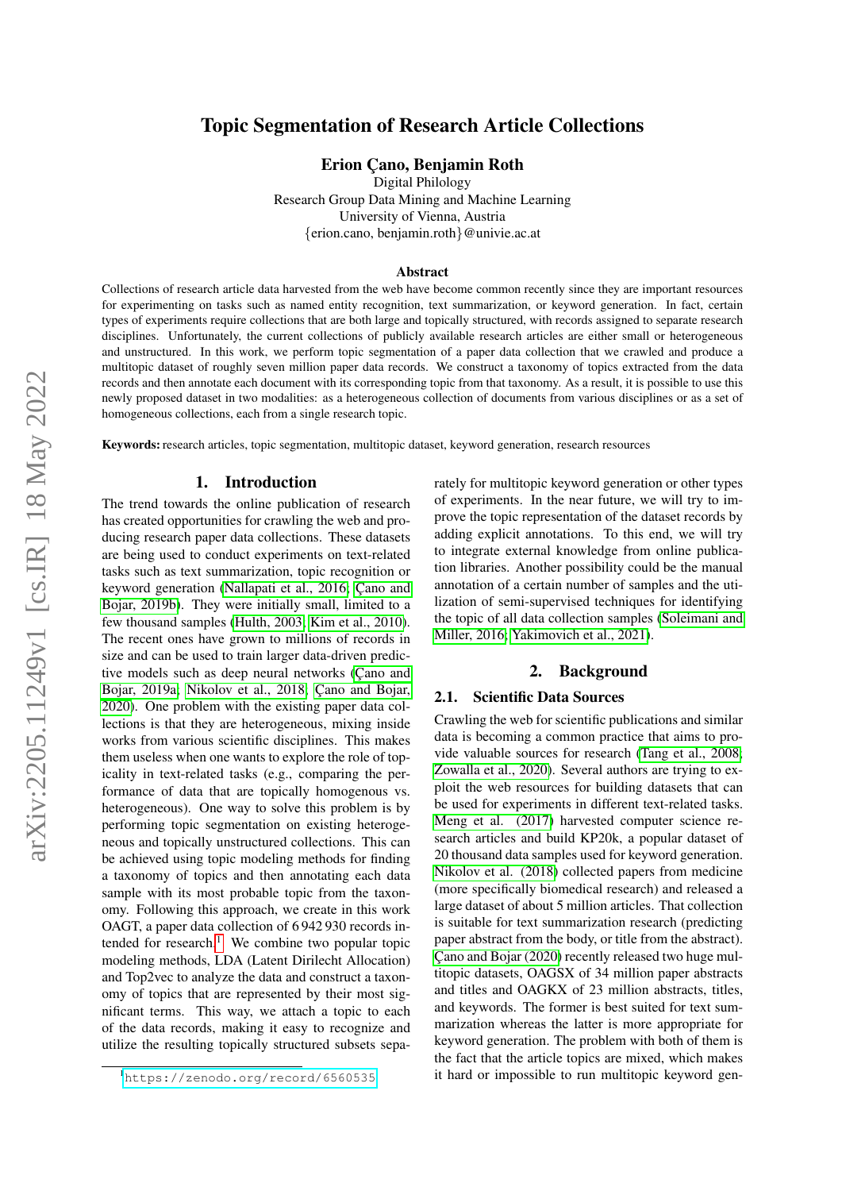# Topic Segmentation of Research Article Collections

**Erion Çano, Benjamin Roth**

Digital Philology
Research Group Data Mining and Machine Learning
University of Vienna, Austria
{erion.cano, benjamin.roth}@univie.ac.at

### Abstract

Collections of research article data harvested from the web have become common recently since they are important resources for experimenting on tasks such as named entity recognition, text summarization, or keyword generation. In fact, certain types of experiments require collections that are both large and topically structured, with records assigned to separate research disciplines. Unfortunately, the current collections of publicly available research articles are either small or heterogeneous and unstructured. In this work, we perform topic segmentation of a paper data collection that we crawled and produce a multitopic dataset of roughly seven million paper data records. We construct a taxonomy of topics extracted from the data records and then annotate each document with its corresponding topic from that taxonomy. As a result, it is possible to use this newly proposed dataset in two modalities: as a heterogeneous collection of documents from various disciplines or as a set of homogeneous collections, each from a single research topic.

**Keywords:** research articles, topic segmentation, multitopic dataset, keyword generation, research resources

## 1. Introduction

The trend towards the online publication of research has created opportunities for crawling the web and producing research paper data collections. These datasets are being used to conduct experiments on text-related tasks such as text summarization, topic recognition or keyword generation (Nallapati et al., 2016; Çano and Bojar, 2019b). They were initially small, limited to a few thousand samples (Hulth, 2003; Kim et al., 2010). The recent ones have grown to millions of records in size and can be used to train larger data-driven predictive models such as deep neural networks (Çano and Bojar, 2019a; Nikolov et al., 2018; Çano and Bojar, 2020). One problem with the existing paper data collections is that they are heterogeneous, mixing inside works from various scientific disciplines. This makes them useless when one wants to explore the role of topicality in text-related tasks (e.g., comparing the performance of data that are topically homogenous vs. heterogeneous). One way to solve this problem is by performing topic segmentation on existing heterogeneous and topically unstructured collections. This can be achieved using topic modeling methods for finding a taxonomy of topics and then annotating each data sample with its most probable topic from the taxonomy. Following this approach, we create in this work OAGT, a paper data collection of 6 942 930 records intended for research.[1] We combine two popular topic modeling methods, LDA (Latent Dirilecht Allocation) and Top2vec to analyze the data and construct a taxonomy of topics that are represented by their most significant terms. This way, we attach a topic to each of the data records, making it easy to recognize and utilize the resulting topically structured subsets separately for multitopic keyword generation or other types of experiments. In the near future, we will try to improve the topic representation of the dataset records by adding explicit annotations. To this end, we will try to integrate external knowledge from online publication libraries. Another possibility could be the manual annotation of a certain number of samples and the utilization of semi-supervised techniques for identifying the topic of all data collection samples (Soleimani and Miller, 2016; Yakimovich et al., 2021).

## 2. Background

### 2.1. Scientific Data Sources

Crawling the web for scientific publications and similar data is becoming a common practice that aims to provide valuable sources for research (Tang et al., 2008; Zowalla et al., 2020). Several authors are trying to exploit the web resources for building datasets that can be used for experiments in different text-related tasks. Meng et al. (2017) harvested computer science research articles and build KP20k, a popular dataset of 20 thousand data samples used for keyword generation. Nikolov et al. (2018) collected papers from medicine (more specifically biomedical research) and released a large dataset of about 5 million articles. That collection is suitable for text summarization research (predicting paper abstract from the body, or title from the abstract). Çano and Bojar (2020) recently released two huge multitopic datasets, OAGSX of 34 million paper abstracts and titles and OAGKX of 23 million abstracts, titles, and keywords. The former is best suited for text summarization whereas the latter is more appropriate for keyword generation. The problem with both of them is the fact that the article topics are mixed, which makes it hard or impossible to run multitopic keyword gen-

[1] https://zenodo.org/record/6560535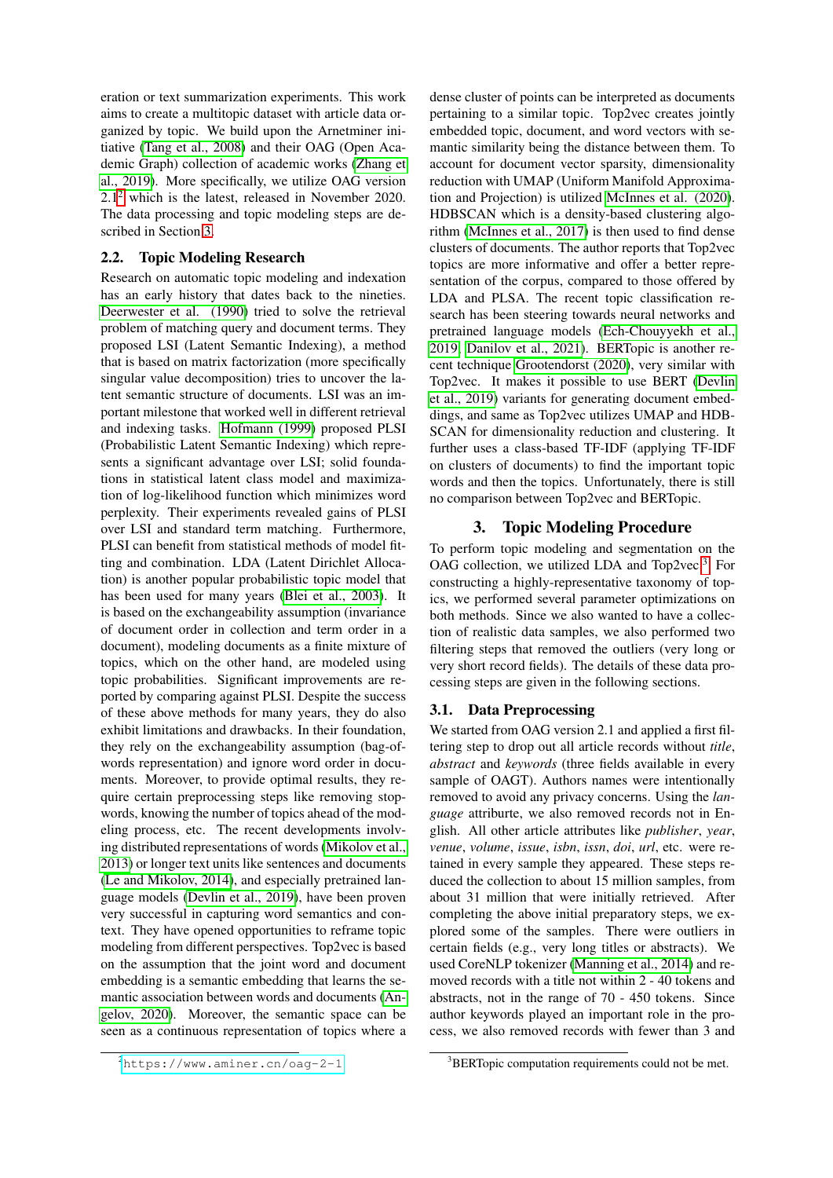eration or text summarization experiments. This work aims to create a multitopic dataset with article data organized by topic. We build upon the Arnetminer initiative (Tang et al., 2008) and their OAG (Open Academic Graph) collection of academic works (Zhang et al., 2019). More specifically, we utilize OAG version 2.1[2] which is the latest, released in November 2020. The data processing and topic modeling steps are described in Section 3.

## 2.2. Topic Modeling Research

Research on automatic topic modeling and indexation has an early history that dates back to the nineties. Deerwester et al. (1990) tried to solve the retrieval problem of matching query and document terms. They proposed LSI (Latent Semantic Indexing), a method that is based on matrix factorization (more specifically singular value decomposition) tries to uncover the latent semantic structure of documents. LSI was an important milestone that worked well in different retrieval and indexing tasks. Hofmann (1999) proposed PLSI (Probabilistic Latent Semantic Indexing) which represents a significant advantage over LSI; solid foundations in statistical latent class model and maximization of log-likelihood function which minimizes word perplexity. Their experiments revealed gains of PLSI over LSI and standard term matching. Furthermore, PLSI can benefit from statistical methods of model fitting and combination. LDA (Latent Dirichlet Allocation) is another popular probabilistic topic model that has been used for many years (Blei et al., 2003). It is based on the exchangeability assumption (invariance of document order in collection and term order in a document), modeling documents as a finite mixture of topics, which on the other hand, are modeled using topic probabilities. Significant improvements are reported by comparing against PLSI. Despite the success of these above methods for many years, they do also exhibit limitations and drawbacks. In their foundation, they rely on the exchangeability assumption (bag-of-words representation) and ignore word order in documents. Moreover, to provide optimal results, they require certain preprocessing steps like removing stopwords, knowing the number of topics ahead of the modeling process, etc. The recent developments involving distributed representations of words (Mikolov et al., 2013) or longer text units like sentences and documents (Le and Mikolov, 2014), and especially pretrained language models (Devlin et al., 2019), have been proven very successful in capturing word semantics and context. They have opened opportunities to reframe topic modeling from different perspectives. Top2vec is based on the assumption that the joint word and document embedding is a semantic embedding that learns the semantic association between words and documents (Angelov, 2020). Moreover, the semantic space can be seen as a continuous representation of topics where a dense cluster of points can be interpreted as documents pertaining to a similar topic. Top2vec creates jointly embedded topic, document, and word vectors with semantic similarity being the distance between them. To account for document vector sparsity, dimensionality reduction with UMAP (Uniform Manifold Approximation and Projection) is utilized McInnes et al. (2020). HDBSCAN which is a density-based clustering algorithm (McInnes et al., 2017) is then used to find dense clusters of documents. The author reports that Top2vec topics are more informative and offer a better representation of the corpus, compared to those offered by LDA and PLSA. The recent topic classification research has been steering towards neural networks and pretrained language models (Ech-Chouyyekh et al., 2019; Danilov et al., 2021). BERTopic is another recent technique Grootendorst (2020), very similar with Top2vec. It makes it possible to use BERT (Devlin et al., 2019) variants for generating document embeddings, and same as Top2vec utilizes UMAP and HDBSCAN for dimensionality reduction and clustering. It further uses a class-based TF-IDF (applying TF-IDF on clusters of documents) to find the important topic words and then the topics. Unfortunately, there is still no comparison between Top2vec and BERTopic.

# 3. Topic Modeling Procedure

To perform topic modeling and segmentation on the OAG collection, we utilized LDA and Top2vec[3]. For constructing a highly-representative taxonomy of topics, we performed several parameter optimizations on both methods. Since we also wanted to have a collection of realistic data samples, we also performed two filtering steps that removed the outliers (very long or very short record fields). The details of these data processing steps are given in the following sections.

## 3.1. Data Preprocessing

We started from OAG version 2.1 and applied a first filtering step to drop out all article records without *title*, *abstract* and *keywords* (three fields available in every sample of OAGT). Authors names were intentionally removed to avoid any privacy concerns. Using the *language* attriburte, we also removed records not in English. All other article attributes like *publisher*, *year*, *venue*, *volume*, *issue*, *isbn*, *issn*, *doi*, *url*, etc. were retained in every sample they appeared. These steps reduced the collection to about 15 million samples, from about 31 million that were initially retrieved. After completing the above initial preparatory steps, we explored some of the samples. There were outliers in certain fields (e.g., very long titles or abstracts). We used CoreNLP tokenizer (Manning et al., 2014) and removed records with a title not within 2 - 40 tokens and abstracts, not in the range of 70 - 450 tokens. Since author keywords played an important role in the process, we also removed records with fewer than 3 and

[2] https://www.aminer.cn/oag-2-1

[3] BERTopic computation requirements could not be met.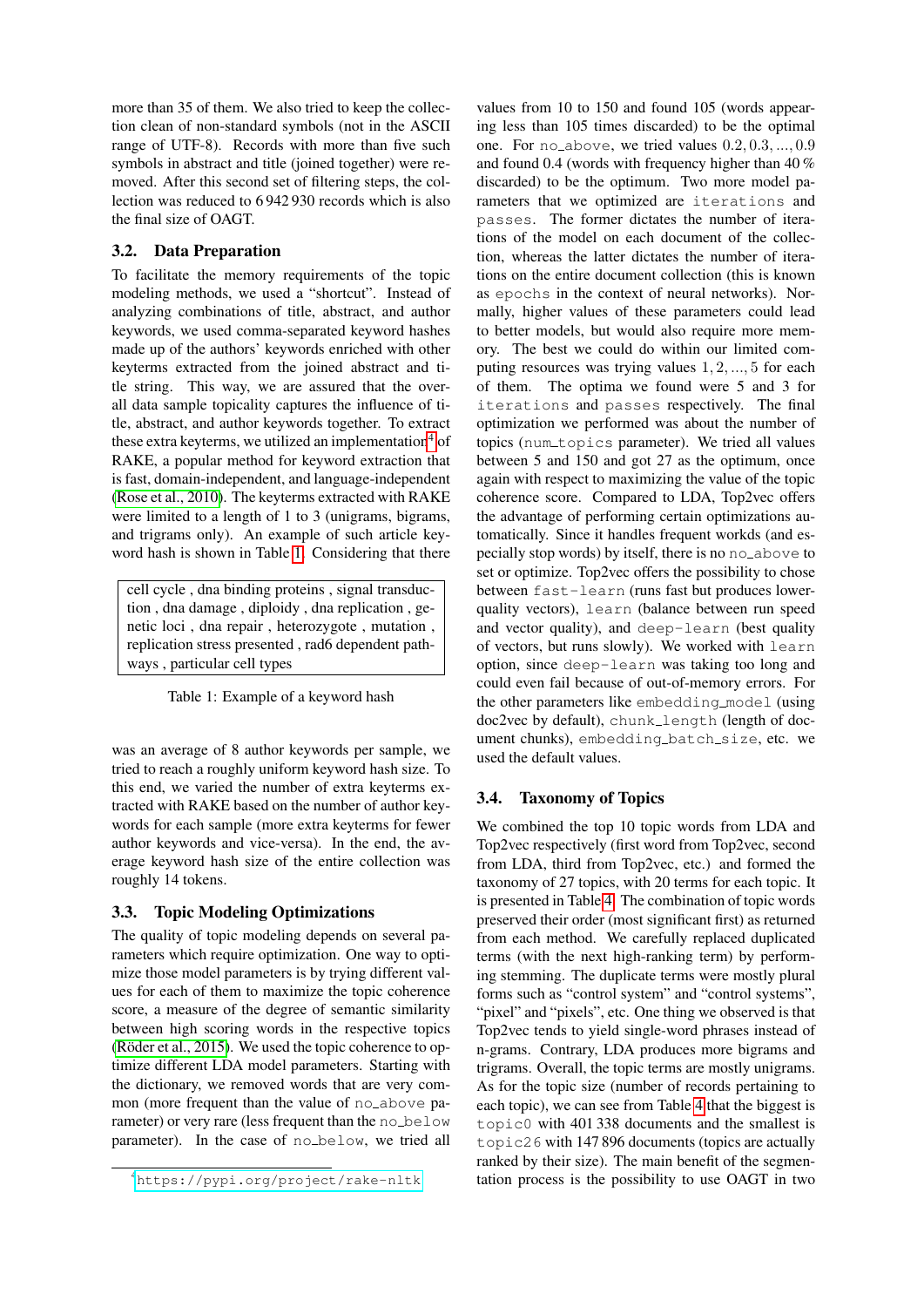more than 35 of them. We also tried to keep the collection clean of non-standard symbols (not in the ASCII range of UTF-8). Records with more than five such symbols in abstract and title (joined together) were removed. After this second set of filtering steps, the collection was reduced to 6 942 930 records which is also the final size of OAGT.

### 3.2. Data Preparation

To facilitate the memory requirements of the topic modeling methods, we used a "shortcut". Instead of analyzing combinations of title, abstract, and author keywords, we used comma-separated keyword hashes made up of the authors' keywords enriched with other keyterms extracted from the joined abstract and title string. This way, we are assured that the overall data sample topicality captures the influence of title, abstract, and author keywords together. To extract these extra keyterms, we utilized an implementation[4] of RAKE, a popular method for keyword extraction that is fast, domain-independent, and language-independent (Rose et al., 2010). The keyterms extracted with RAKE were limited to a length of 1 to 3 (unigrams, bigrams, and trigrams only). An example of such article keyword hash is shown in Table 1. Considering that there

| cell cycle , dna binding proteins , signal transduction , dna damage , diploidy , dna replication , genetic loci , dna repair , heterozygote , mutation , replication stress presented , rad6 dependent pathways , particular cell types |
|---|

Table 1: Example of a keyword hash

was an average of 8 author keywords per sample, we tried to reach a roughly uniform keyword hash size. To this end, we varied the number of extra keyterms extracted with RAKE based on the number of author keywords for each sample (more extra keyterms for fewer author keywords and vice-versa). In the end, the average keyword hash size of the entire collection was roughly 14 tokens.

### 3.3. Topic Modeling Optimizations

The quality of topic modeling depends on several parameters which require optimization. One way to optimize those model parameters is by trying different values for each of them to maximize the topic coherence score, a measure of the degree of semantic similarity between high scoring words in the respective topics (Röder et al., 2015). We used the topic coherence to optimize different LDA model parameters. Starting with the dictionary, we removed words that are very common (more frequent than the value of `no_above` parameter) or very rare (less frequent than the `no_below` parameter). In the case of `no_below`, we tried all values from 10 to 150 and found 105 (words appearing less than 105 times discarded) to be the optimal one. For `no_above`, we tried values $0.2, 0.3, ..., 0.9$ and found 0.4 (words with frequency higher than 40 % discarded) to be the optimum. Two more model parameters that we optimized are `iterations` and `passes`. The former dictates the number of iterations of the model on each document of the collection, whereas the latter dictates the number of iterations on the entire document collection (this is known as `epochs` in the context of neural networks). Normally, higher values of these parameters could lead to better models, but would also require more memory. The best we could do within our limited computing resources was trying values $1, 2, ..., 5$ for each of them. The optima we found were 5 and 3 for `iterations` and `passes` respectively. The final optimization we performed was about the number of topics (`num_topics` parameter). We tried all values between 5 and 150 and got 27 as the optimum, once again with respect to maximizing the value of the topic coherence score. Compared to LDA, Top2vec offers the advantage of performing certain optimizations automatically. Since it handles frequent workds (and especially stop words) by itself, there is no `no_above` to set or optimize. Top2vec offers the possibility to chose between `fast-learn` (runs fast but produces lower-quality vectors), `learn` (balance between run speed and vector quality), and `deep-learn` (best quality of vectors, but runs slowly). We worked with `learn` option, since `deep-learn` was taking too long and could even fail because of out-of-memory errors. For the other parameters like `embedding_model` (using doc2vec by default), `chunk_length` (length of document chunks), `embedding_batch_size`, etc. we used the default values.

### 3.4. Taxonomy of Topics

We combined the top 10 topic words from LDA and Top2vec respectively (first word from Top2vec, second from LDA, third from Top2vec, etc.) and formed the taxonomy of 27 topics, with 20 terms for each topic. It is presented in Table 4. The combination of topic words preserved their order (most significant first) as returned from each method. We carefully replaced duplicated terms (with the next high-ranking term) by performing stemming. The duplicate terms were mostly plural forms such as "control system" and "control systems", "pixel" and "pixels", etc. One thing we observed is that Top2vec tends to yield single-word phrases instead of n-grams. Contrary, LDA produces more bigrams and trigrams. Overall, the topic terms are mostly unigrams. As for the topic size (number of records pertaining to each topic), we can see from Table 4 that the biggest is `topic0` with 401 338 documents and the smallest is `topic26` with 147 896 documents (topics are actually ranked by their size). The main benefit of the segmentation process is the possibility to use OAGT in two

[4] https://pypi.org/project/rake-nltk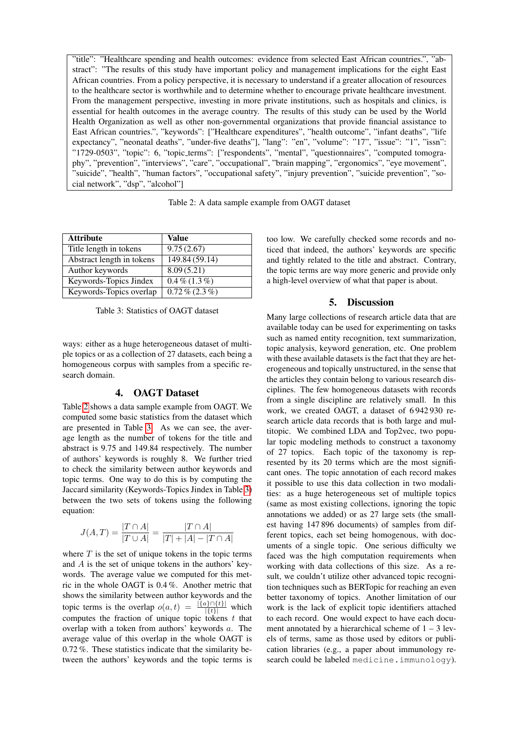"title": "Healthcare spending and health outcomes: evidence from selected East African countries.", "abstract": "The results of this study have important policy and management implications for the eight East African countries. From a policy perspective, it is necessary to understand if a greater allocation of resources to the healthcare sector is worthwhile and to determine whether to encourage private healthcare investment. From the management perspective, investing in more private institutions, such as hospitals and clinics, is essential for health outcomes in the average country. The results of this study can be used by the World Health Organization as well as other non-governmental organizations that provide financial assistance to East African countries.", "keywords": ["Healthcare expenditures", "health outcome", "infant deaths", "life expectancy", "neonatal deaths", "under-five deaths"], "lang": "en", "volume": "17", "issue": "1", "issn": "1729-0503", "topic": 6, "topic_terms": ["respondents", "mental", "questionnaires", "computed tomography", "prevention", "interviews", "care", "occupational", "brain mapping", "ergonomics", "eye movement", "suicide", "health", "human factors", "occupational safety", "injury prevention", "suicide prevention", "social network", "dsp", "alcohol"]

Table 2: A data sample example from OAGT dataset

| Attribute | Value |
|---|---|
| Title length in tokens | 9.75 (2.67) |
| Abstract length in tokens | 149.84 (59.14) |
| Author keywords | 8.09 (5.21) |
| Keywords-Topics Jindex | 0.4 % (1.3 %) |
| Keywords-Topics overlap | 0.72 % (2.3 %) |

Table 3: Statistics of OAGT dataset

ways: either as a huge heterogeneous dataset of multiple topics or as a collection of 27 datasets, each being a homogeneous corpus with samples from a specific research domain.

## 4. OAGT Dataset

Table 2 shows a data sample example from OAGT. We computed some basic statistics from the dataset which are presented in Table 3. As we can see, the average length as the number of tokens for the title and abstract is 9.75 and 149.84 respectively. The number of authors' keywords is roughly 8. We further tried to check the similarity between author keywords and topic terms. One way to do this is by computing the Jaccard similarity (Keywords-Topics Jindex in Table 3) between the two sets of tokens using the following equation:

$$J(A,T) = \frac{|T \cap A|}{|T \cup A|} = \frac{|T \cap A|}{|T| + |A| - |T \cap A|}$$

where $T$ is the set of unique tokens in the topic terms and $A$ is the set of unique tokens in the authors' keywords. The average value we computed for this metric in the whole OAGT is 0.4 %. Another metric that shows the similarity between author keywords and the topic terms is the overlap $o(a,t) = \frac{|\{a\} \cap \{t\}|}{|\{t\}|}$ which computes the fraction of unique topic tokens $t$ that overlap with a token from authors' keywords $a$. The average value of this overlap in the whole OAGT is 0.72 %. These statistics indicate that the similarity between the authors' keywords and the topic terms is too low. We carefully checked some records and noticed that indeed, the authors' keywords are specific and tightly related to the title and abstract. Contrary, the topic terms are way more generic and provide only a high-level overview of what that paper is about.

## 5. Discussion

Many large collections of research article data that are available today can be used for experimenting on tasks such as named entity recognition, text summarization, topic analysis, keyword generation, etc. One problem with these available datasets is the fact that they are heterogeneous and topically unstructured, in the sense that the articles they contain belong to various research disciplines. The few homogeneous datasets with records from a single discipline are relatively small. In this work, we created OAGT, a dataset of 6 942 930 research article data records that is both large and multitopic. We combined LDA and Top2vec, two popular topic modeling methods to construct a taxonomy of 27 topics. Each topic of the taxonomy is represented by its 20 terms which are the most significant ones. The topic annotation of each record makes it possible to use this data collection in two modalities: as a huge heterogeneous set of multiple topics (same as most existing collections, ignoring the topic annotations we added) or as 27 large sets (the smallest having 147 896 documents) of samples from different topics, each set being homogenous, with documents of a single topic. One serious difficulty we faced was the high computation requirements when working with data collections of this size. As a result, we couldn't utilize other advanced topic recognition techniques such as BERTopic for reaching an even better taxonomy of topics. Another limitation of our work is the lack of explicit topic identifiers attached to each record. One would expect to have each document annotated by a hierarchical scheme of 1 – 3 levels of terms, same as those used by editors or publication libraries (e.g., a paper about immunology research could be labeled `medicine.immunology`).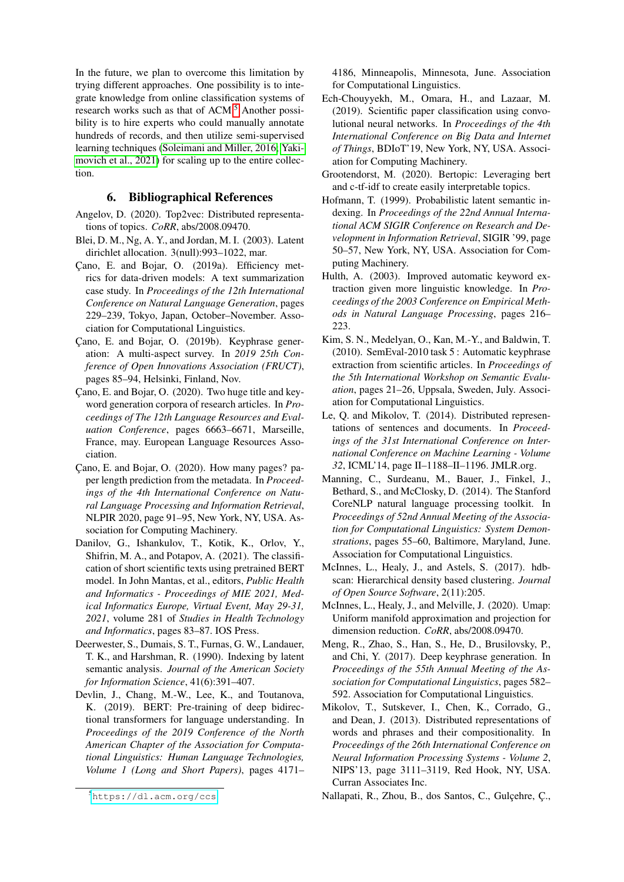In the future, we plan to overcome this limitation by trying different approaches. One possibility is to integrate knowledge from online classification systems of research works such as that of ACM.[5] Another possibility is to hire experts who could manually annotate hundreds of records, and then utilize semi-supervised learning techniques (Soleimani and Miller, 2016; Yakimovich et al., 2021) for scaling up to the entire collection.

## 6. Bibliographical References

Angelov, D. (2020). Top2vec: Distributed representations of topics. *CoRR*, abs/2008.09470.

Blei, D. M., Ng, A. Y., and Jordan, M. I. (2003). Latent dirichlet allocation. 3(null):993–1022, mar.

Çano, E. and Bojar, O. (2019a). Efficiency metrics for data-driven models: A text summarization case study. In *Proceedings of the 12th International Conference on Natural Language Generation*, pages 229–239, Tokyo, Japan, October–November. Association for Computational Linguistics.

Çano, E. and Bojar, O. (2019b). Keyphrase generation: A multi-aspect survey. In *2019 25th Conference of Open Innovations Association (FRUCT)*, pages 85–94, Helsinki, Finland, Nov.

Çano, E. and Bojar, O. (2020). Two huge title and keyword generation corpora of research articles. In *Proceedings of The 12th Language Resources and Evaluation Conference*, pages 6663–6671, Marseille, France, may. European Language Resources Association.

Çano, E. and Bojar, O. (2020). How many pages? paper length prediction from the metadata. In *Proceedings of the 4th International Conference on Natural Language Processing and Information Retrieval*, NLPIR 2020, page 91–95, New York, NY, USA. Association for Computing Machinery.

Danilov, G., Ishankulov, T., Kotik, K., Orlov, Y., Shifrin, M. A., and Potapov, A. (2021). The classification of short scientific texts using pretrained BERT model. In John Mantas, et al., editors, *Public Health and Informatics - Proceedings of MIE 2021, Medical Informatics Europe, Virtual Event, May 29-31, 2021*, volume 281 of *Studies in Health Technology and Informatics*, pages 83–87. IOS Press.

Deerwester, S., Dumais, S. T., Furnas, G. W., Landauer, T. K., and Harshman, R. (1990). Indexing by latent semantic analysis. *Journal of the American Society for Information Science*, 41(6):391–407.

Devlin, J., Chang, M.-W., Lee, K., and Toutanova, K. (2019). BERT: Pre-training of deep bidirectional transformers for language understanding. In *Proceedings of the 2019 Conference of the North American Chapter of the Association for Computational Linguistics: Human Language Technologies, Volume 1 (Long and Short Papers)*, pages 4171–4186, Minneapolis, Minnesota, June. Association for Computational Linguistics.

Ech-Chouyyekh, M., Omara, H., and Lazaar, M. (2019). Scientific paper classification using convolutional neural networks. In *Proceedings of the 4th International Conference on Big Data and Internet of Things*, BDIoT'19, New York, NY, USA. Association for Computing Machinery.

Grootendorst, M. (2020). Bertopic: Leveraging bert and c-tf-idf to create easily interpretable topics.

Hofmann, T. (1999). Probabilistic latent semantic indexing. In *Proceedings of the 22nd Annual International ACM SIGIR Conference on Research and Development in Information Retrieval*, SIGIR '99, page 50–57, New York, NY, USA. Association for Computing Machinery.

Hulth, A. (2003). Improved automatic keyword extraction given more linguistic knowledge. In *Proceedings of the 2003 Conference on Empirical Methods in Natural Language Processing*, pages 216–223.

Kim, S. N., Medelyan, O., Kan, M.-Y., and Baldwin, T. (2010). SemEval-2010 task 5 : Automatic keyphrase extraction from scientific articles. In *Proceedings of the 5th International Workshop on Semantic Evaluation*, pages 21–26, Uppsala, Sweden, July. Association for Computational Linguistics.

Le, Q. and Mikolov, T. (2014). Distributed representations of sentences and documents. In *Proceedings of the 31st International Conference on International Conference on Machine Learning - Volume 32*, ICML'14, page II–1188–II–1196. JMLR.org.

Manning, C., Surdeanu, M., Bauer, J., Finkel, J., Bethard, S., and McClosky, D. (2014). The Stanford CoreNLP natural language processing toolkit. In *Proceedings of 52nd Annual Meeting of the Association for Computational Linguistics: System Demonstrations*, pages 55–60, Baltimore, Maryland, June. Association for Computational Linguistics.

McInnes, L., Healy, J., and Astels, S. (2017). hdbscan: Hierarchical density based clustering. *Journal of Open Source Software*, 2(11):205.

McInnes, L., Healy, J., and Melville, J. (2020). Umap: Uniform manifold approximation and projection for dimension reduction. *CoRR*, abs/2008.09470.

Meng, R., Zhao, S., Han, S., He, D., Brusilovsky, P., and Chi, Y. (2017). Deep keyphrase generation. In *Proceedings of the 55th Annual Meeting of the Association for Computational Linguistics*, pages 582–592. Association for Computational Linguistics.

Mikolov, T., Sutskever, I., Chen, K., Corrado, G., and Dean, J. (2013). Distributed representations of words and phrases and their compositionality. In *Proceedings of the 26th International Conference on Neural Information Processing Systems - Volume 2*, NIPS'13, page 3111–3119, Red Hook, NY, USA. Curran Associates Inc.

Nallapati, R., Zhou, B., dos Santos, C., Gulçehre, Ç.,

[5] https://dl.acm.org/ccs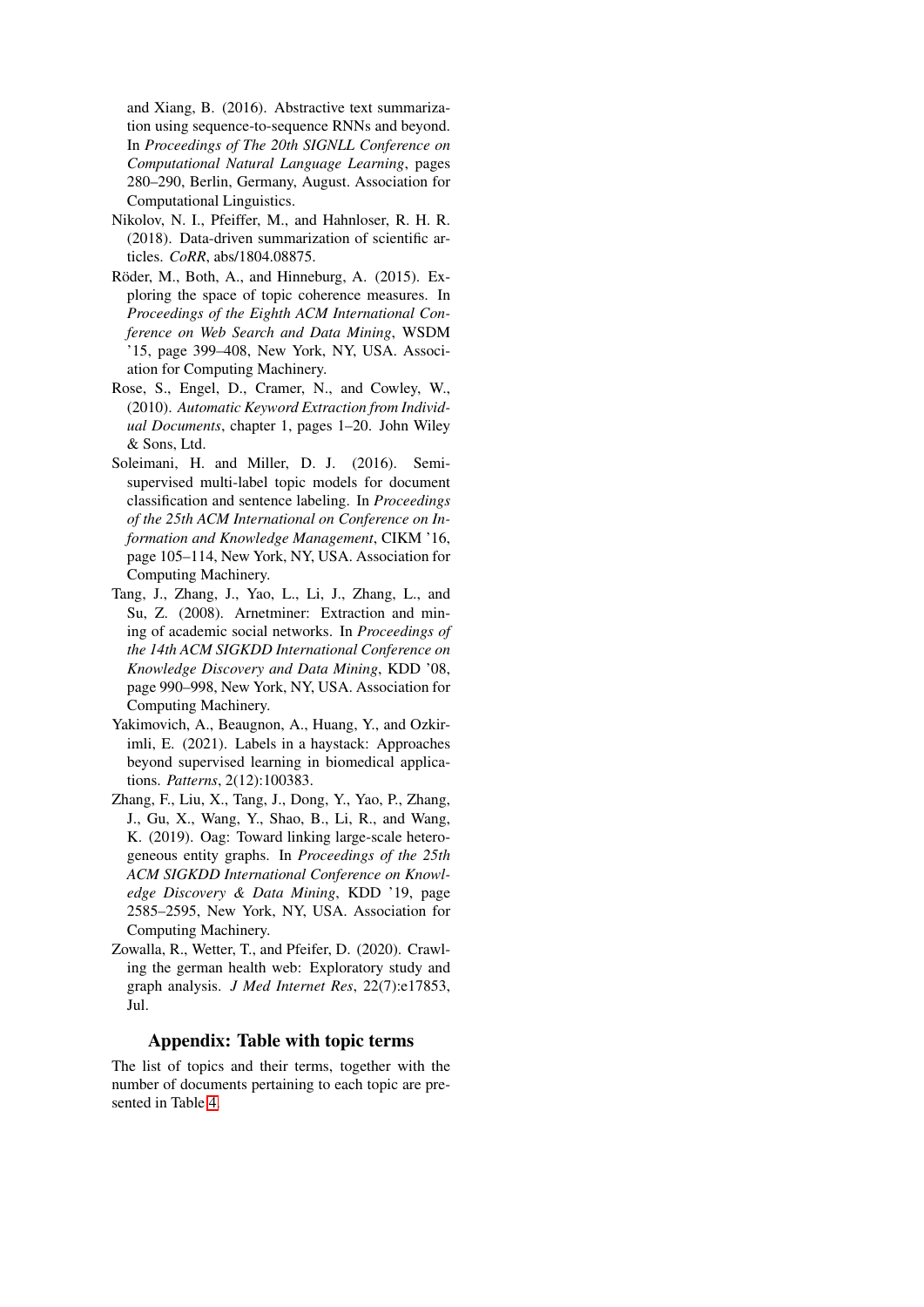and Xiang, B. (2016). Abstractive text summarization using sequence-to-sequence RNNs and beyond. In *Proceedings of The 20th SIGNLL Conference on Computational Natural Language Learning*, pages 280–290, Berlin, Germany, August. Association for Computational Linguistics.

Nikolov, N. I., Pfeiffer, M., and Hahnloser, R. H. R. (2018). Data-driven summarization of scientific articles. *CoRR*, abs/1804.08875.

Röder, M., Both, A., and Hinneburg, A. (2015). Exploring the space of topic coherence measures. In *Proceedings of the Eighth ACM International Conference on Web Search and Data Mining*, WSDM '15, page 399–408, New York, NY, USA. Association for Computing Machinery.

Rose, S., Engel, D., Cramer, N., and Cowley, W., (2010). *Automatic Keyword Extraction from Individual Documents*, chapter 1, pages 1–20. John Wiley & Sons, Ltd.

Soleimani, H. and Miller, D. J. (2016). Semi-supervised multi-label topic models for document classification and sentence labeling. In *Proceedings of the 25th ACM International on Conference on Information and Knowledge Management*, CIKM '16, page 105–114, New York, NY, USA. Association for Computing Machinery.

Tang, J., Zhang, J., Yao, L., Li, J., Zhang, L., and Su, Z. (2008). Arnetminer: Extraction and mining of academic social networks. In *Proceedings of the 14th ACM SIGKDD International Conference on Knowledge Discovery and Data Mining*, KDD '08, page 990–998, New York, NY, USA. Association for Computing Machinery.

Yakimovich, A., Beaugnon, A., Huang, Y., and Ozkirimli, E. (2021). Labels in a haystack: Approaches beyond supervised learning in biomedical applications. *Patterns*, 2(12):100383.

Zhang, F., Liu, X., Tang, J., Dong, Y., Yao, P., Zhang, J., Gu, X., Wang, Y., Shao, B., Li, R., and Wang, K. (2019). Oag: Toward linking large-scale heterogeneous entity graphs. In *Proceedings of the 25th ACM SIGKDD International Conference on Knowledge Discovery & Data Mining*, KDD '19, page 2585–2595, New York, NY, USA. Association for Computing Machinery.

Zowalla, R., Wetter, T., and Pfeifer, D. (2020). Crawling the german health web: Exploratory study and graph analysis. *J Med Internet Res*, 22(7):e17853, Jul.

## Appendix: Table with topic terms

The list of topics and their terms, together with the number of documents pertaining to each topic are presented in Table 4.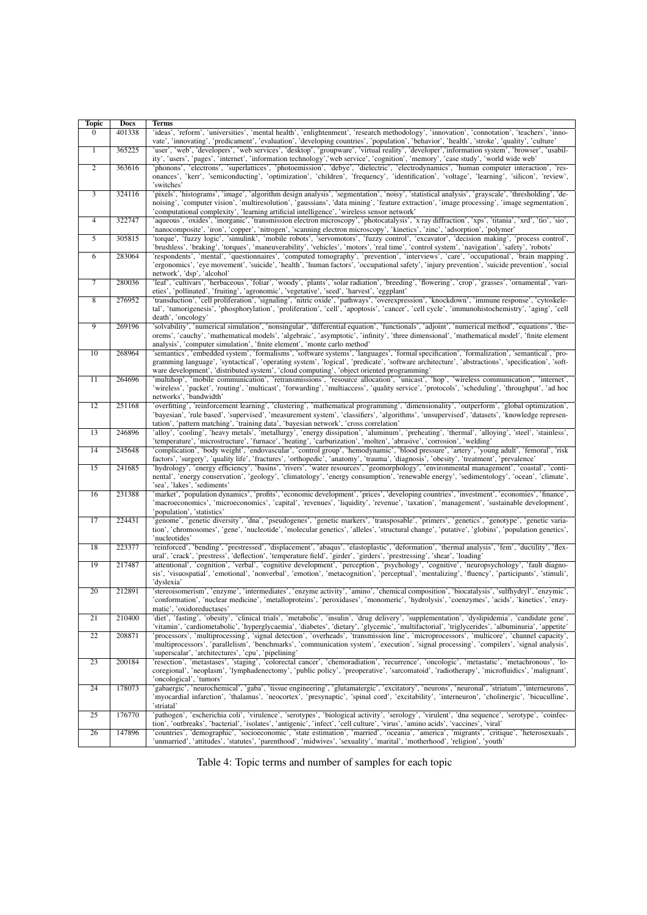| Topic | Docs | Terms |
|---|---|---|
| 0 | 401338 | 'ideas', 'reform', 'universities', 'mental health', 'enlightenment', 'research methodology', 'innovation', 'connotation', 'teachers', 'innovate', 'innovating', 'predicament', 'evaluation', 'developing countries', 'population', 'behavior', 'health', 'stroke', 'quality', 'culture' |
| 1 | 365225 | 'user', 'web', 'developers', 'web services', 'desktop', 'groupware', 'virtual reality', 'developer','information system', 'browser', 'usability', 'users', 'pages', 'internet', 'information technology','web service', 'cognition', 'memory', 'case study', 'world wide web' |
| 2 | 363616 | 'phonons', 'electrons', 'superlattices', 'photoemission', 'debye', 'dielectric', 'electrodynamics', 'human computer interaction', 'resonances', 'kerr', 'semiconducting', 'optimization', 'children', 'frequency', 'identification', 'voltage', 'learning', 'silicon', 'review', 'switches' |
| 3 | 324116 | 'pixels', 'histograms', 'image', 'algorithm design analysis', 'segmentation', 'noisy', 'statistical analysis', 'grayscale', 'thresholding', 'denoising', 'computer vision', 'multiresolution', 'gaussians', 'data mining', 'feature extraction', 'image processing', 'image segmentation', 'computational complexity', 'learning artificial intelligence', 'wireless sensor network' |
| 4 | 322747 | 'aqueous', 'oxides', 'inorganic', 'transmission electron microscopy', 'photocatalysis', 'x ray diffraction', 'xps', 'titania', 'xrd', 'tio', 'sio', 'nanocomposite', 'iron', 'copper', 'nitrogen', 'scanning electron microscopy', 'kinetics', 'zinc', 'adsorption', 'polymer' |
| 5 | 305815 | 'torque', 'fuzzy logic', 'simulink', 'mobile robots', 'servomotors', 'fuzzy control', 'excavator', 'decision making', 'process control', 'brushless', 'braking', 'torques', 'maneuverability', 'vehicles', 'motors', 'real time', 'control system', 'navigation', 'safety', 'robots' |
| 6 | 283064 | 'respondents', 'mental', 'questionnaires', 'computed tomography', 'prevention', 'interviews', 'care', 'occupational', 'brain mapping', 'ergonomics', 'eye movement', 'suicide', 'health', 'human factors', 'occupational safety', 'injury prevention', 'suicide prevention', 'social network', 'dsp', 'alcohol' |
| 7 | 280036 | 'leaf', 'cultivars', 'herbaceous', 'foliar', 'woody', 'plants', 'solar radiation', 'breeding', 'flowering', 'crop', 'grasses', 'ornamental', 'varieties', 'pollinated', 'fruiting', 'agronomic', 'vegetative', 'seed', 'harvest', 'eggplant' |
| 8 | 276952 | 'transduction', 'cell proliferation', 'signaling', 'nitric oxide', 'pathways', 'overexpression', 'knockdown', 'immune response', 'cytoskeletal', 'tumorigenesis', 'phosphorylation', 'proliferation', 'cell', 'apoptosis', 'cancer', 'cell cycle', 'immunohistochemistry', 'aging', 'cell death', 'oncology' |
| 9 | 269196 | 'solvability', 'numerical simulation', 'nonsingular', 'differential equation', 'functionals', 'adjoint', 'numerical method', 'equations', 'theorems', 'cauchy', 'mathematical models', 'algebraic', 'asymptotic', 'infinity', 'three dimensional', 'mathematical model', 'finite element analysis', 'computer simulation', 'finite element', 'monte carlo method' |
| 10 | 268964 | 'semantics', 'embedded system', 'formalisms', 'software systems', 'languages', 'formal specification', 'formalization', 'semantical', 'programming language', 'syntactical', 'operating system', 'logical', 'predicate', 'software architecture', 'abstractions', 'specification', 'software development', 'distributed system', 'cloud computing', 'object oriented programming' |
| 11 | 264696 | 'multihop', 'mobile communication', 'retransmissions', 'resource allocation', 'unicast', 'hop', 'wireless communication', 'internet', 'wireless', 'packet', 'routing', 'multicast', 'forwarding', 'multiaccess', 'quality service', 'protocols', 'scheduling', 'throughput', 'ad hoc networks', 'bandwidth' |
| 12 | 251168 | 'overfitting', 'reinforcement learning', 'clustering', 'mathematical programming', 'dimensionality', 'outperform', 'global optimization', 'bayesian', 'rule based', 'supervised', 'measurement system', 'classifiers', 'algorithms', 'unsupervised', 'datasets', 'knowledge representation', 'pattern matching', 'training data', 'bayesian network', 'cross correlation' |
| 13 | 246896 | 'alloy', 'cooling', 'heavy metals', 'metallurgy', 'energy dissipation', 'aluminum', 'preheating', 'thermal', 'alloying', 'steel', 'stainless', 'temperature', 'microstructure', 'furnace', 'heating', 'carburization', 'molten', 'abrasive', 'corrosion', 'welding' |
| 14 | 245648 | 'complication', 'body weight', 'endovascular', 'control group', 'hemodynamic', 'blood pressure', 'artery', 'young adult', 'femoral', 'risk factors', 'surgery', 'quality life', 'fractures', 'orthopedic', 'anatomy', 'trauma', 'diagnosis', 'obesity', 'treatment', 'prevalence' |
| 15 | 241685 | 'hydrology', 'energy efficiency', 'basins', 'rivers', 'water resources', 'geomorphology', 'environmental management', 'coastal', 'continental', 'energy conservation', 'geology', 'climatology', 'energy consumption', 'renewable energy', 'sedimentology', 'ocean', 'climate', 'sea', 'lakes', 'sediments' |
| 16 | 231388 | 'market', 'population dynamics', 'profits', 'economic development', 'prices', 'developing countries', 'investment', 'economies', 'finance', 'macroeconomics', 'microeconomics', 'capital', 'revenues', 'liquidity', 'revenue', 'taxation', 'management', 'sustainable development', 'population', 'statistics' |
| 17 | 224431 | 'genome', 'genetic diversity', 'dna', 'pseudogenes', 'genetic markers', 'transposable', 'primers', 'genetics', 'genotype', 'genetic variation', 'chromosomes', 'gene', 'nucleotide', 'molecular genetics', 'alleles', 'structural change', 'putative', 'globins', 'population genetics', 'nucleotides' |
| 18 | 223377 | 'reinforced', 'bending', 'prestressed', 'displacement', 'abaqus', 'elastoplastic', 'deformation', 'thermal analysis', 'fem', 'ductility', 'flexural', 'crack', 'prestress', 'deflection', 'temperature field', 'girder', 'girders', 'prestressing', 'shear', 'loading' |
| 19 | 217487 | 'attentional', 'cognition', 'verbal', 'cognitive development', 'perception', 'psychology', 'cognitive', 'neuropsychology', 'fault diagnosis', 'visuospatial', 'emotional', 'nonverbal', 'emotion', 'metacognition', 'perceptual', 'mentalizing', 'fluency', 'participants', 'stimuli', 'dyslexia' |
| 20 | 212891 | 'stereoisomerism', 'enzyme', 'intermediates', 'enzyme activity', 'amino', 'chemical composition', 'biocatalysis', 'sulfhydryl', 'enzymic', 'conformation', 'nuclear medicine', 'metalloproteins', 'peroxidases', 'monomeric', 'hydrolysis', 'coenzymes', 'acids', 'kinetics', 'enzymatic', 'oxidoreductases' |
| 21 | 210400 | 'diet', 'fasting', 'obesity', 'clinical trials', 'metabolic', 'insulin', 'drug delivery', 'supplementation', 'dyslipidemia', 'candidate gene', 'vitamin', 'cardiometabolic', 'hyperglycaemia', 'diabetes', 'dietary', 'glycemic', 'multifactorial', 'triglycerides', 'albuminuria', 'appetite' |
| 22 | 208871 | 'processors', 'multiprocessing', 'signal detection', 'overheads', 'transmission line', 'microprocessors', 'multicore', 'channel capacity', 'multiprocessors', 'parallelism', 'benchmarks', 'communication system', 'execution', 'signal processing', 'compilers', 'signal analysis', 'superscalar', 'architectures', 'cpu', 'pipelining' |
| 23 | 200184 | 'resection', 'metastases', 'staging', 'colorectal cancer', 'chemoradiation', 'recurrence', 'oncologic', 'metastatic', 'metachronous', 'locoregional', 'neoplasm', 'lymphadenectomy', 'public policy', 'preoperative', 'sarcomatoid', 'radiotherapy', 'microfluidics', 'malignant', 'oncological', 'tumors' |
| 24 | 178073 | 'gabaergic', 'neurochemical', 'gaba', 'tissue engineering', 'glutamatergic', 'excitatory', 'neurons', 'neuronal', 'striatum', 'interneurons', 'myocardial infarction', 'thalamus', 'neocortex', 'presynaptic', 'spinal cord', 'excitability', 'interneuron', 'cholinergic', 'bicuculline', 'striatal' |
| 25 | 176770 | 'pathogen', 'escherichia coli', 'virulence', 'serotypes', 'biological activity', 'serology', 'virulent', 'dna sequence', 'serotype', 'coinfection', 'outbreaks', 'bacterial', 'isolates', 'antigenic', 'infect', 'cell culture', 'virus', 'amino acids', 'vaccines', 'viral' |
| 26 | 147896 | 'countries', 'demographic', 'socioeconomic', 'state estimation', 'married', 'oceania', 'america', 'migrants', 'critique', 'heterosexuals', 'unmarried', 'attitudes', 'statutes', 'parenthood', 'midwives', 'sexuality', 'marital', 'motherhood', 'religion', 'youth' |

Table 4: Topic terms and number of samples for each topic